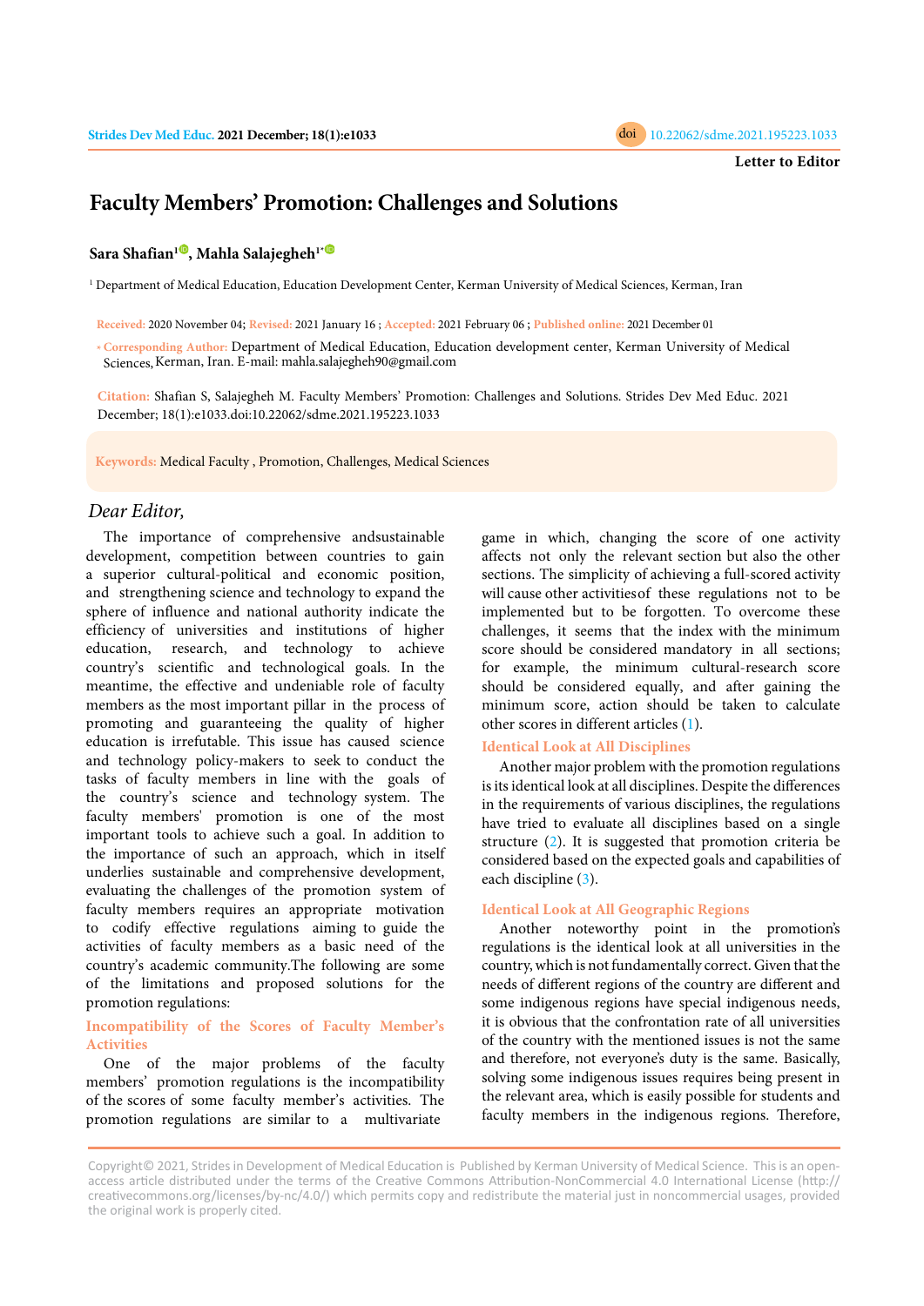Letter to Editor

# Faculty Members' Promotion: Challenges and Solutions

**Sara Shafian**[1], **Mahla Salajegheh**[1*]

[1] Department of Medical Education, Education Development Center, Kerman University of Medical Sciences, Kerman, Iran

**Received:** 2020 November 04; **Revised:** 2021 January 16 ; **Accepted:** 2021 February 06 ; **Published online:** 2021 December 01

\* **Corresponding Author:** Department of Medical Education, Education development center, Kerman University of Medical Sciences, Kerman, Iran. E-mail: mahla.salajegheh90@gmail.com

**Citation:** Shafian S, Salajegheh M. Faculty Members' Promotion: Challenges and Solutions. Strides Dev Med Educ. 2021 December; 18(1):e1033.doi:10.22062/sdme.2021.195223.1033

**Keywords:** Medical Faculty , Promotion, Challenges, Medical Sciences

*Dear Editor,*

The importance of comprehensive andsustainable development, competition between countries to gain a superior cultural-political and economic position, and strengthening science and technology to expand the sphere of influence and national authority indicate the efficiency of universities and institutions of higher education, research, and technology to achieve country's scientific and technological goals. In the meantime, the effective and undeniable role of faculty members as the most important pillar in the process of promoting and guaranteeing the quality of higher education is irrefutable. This issue has caused science and technology policy-makers to seek to conduct the tasks of faculty members in line with the goals of the country's science and technology system. The faculty members' promotion is one of the most important tools to achieve such a goal. In addition to the importance of such an approach, which in itself underlies sustainable and comprehensive development, evaluating the challenges of the promotion system of faculty members requires an appropriate motivation to codify effective regulations aiming to guide the activities of faculty members as a basic need of the country's academic community.The following are some of the limitations and proposed solutions for the promotion regulations:

## Incompatibility of the Scores of Faculty Member's Activities

One of the major problems of the faculty members' promotion regulations is the incompatibility of the scores of some faculty member's activities. The promotion regulations are similar to a multivariate game in which, changing the score of one activity affects not only the relevant section but also the other sections. The simplicity of achieving a full-scored activity will cause other activitiesof these regulations not to be implemented but to be forgotten. To overcome these challenges, it seems that the index with the minimum score should be considered mandatory in all sections; for example, the minimum cultural-research score should be considered equally, and after gaining the minimum score, action should be taken to calculate other scores in different articles (1).

## Identical Look at All Disciplines

Another major problem with the promotion regulations is its identical look at all disciplines. Despite the differences in the requirements of various disciplines, the regulations have tried to evaluate all disciplines based on a single structure (2). It is suggested that promotion criteria be considered based on the expected goals and capabilities of each discipline (3).

## Identical Look at All Geographic Regions

Another noteworthy point in the promotion's regulations is the identical look at all universities in the country, which is not fundamentally correct. Given that the needs of different regions of the country are different and some indigenous regions have special indigenous needs, it is obvious that the confrontation rate of all universities of the country with the mentioned issues is not the same and therefore, not everyone's duty is the same. Basically, solving some indigenous issues requires being present in the relevant area, which is easily possible for students and faculty members in the indigenous regions. Therefore,

Copyright© 2021, Strides in Development of Medical Education is Published by Kerman University of Medical Science. This is an open-access article distributed under the terms of the Creative Commons Attribution-NonCommercial 4.0 International License (http://creativecommons.org/licenses/by-nc/4.0/) which permits copy and redistribute the material just in noncommercial usages, provided the original work is properly cited.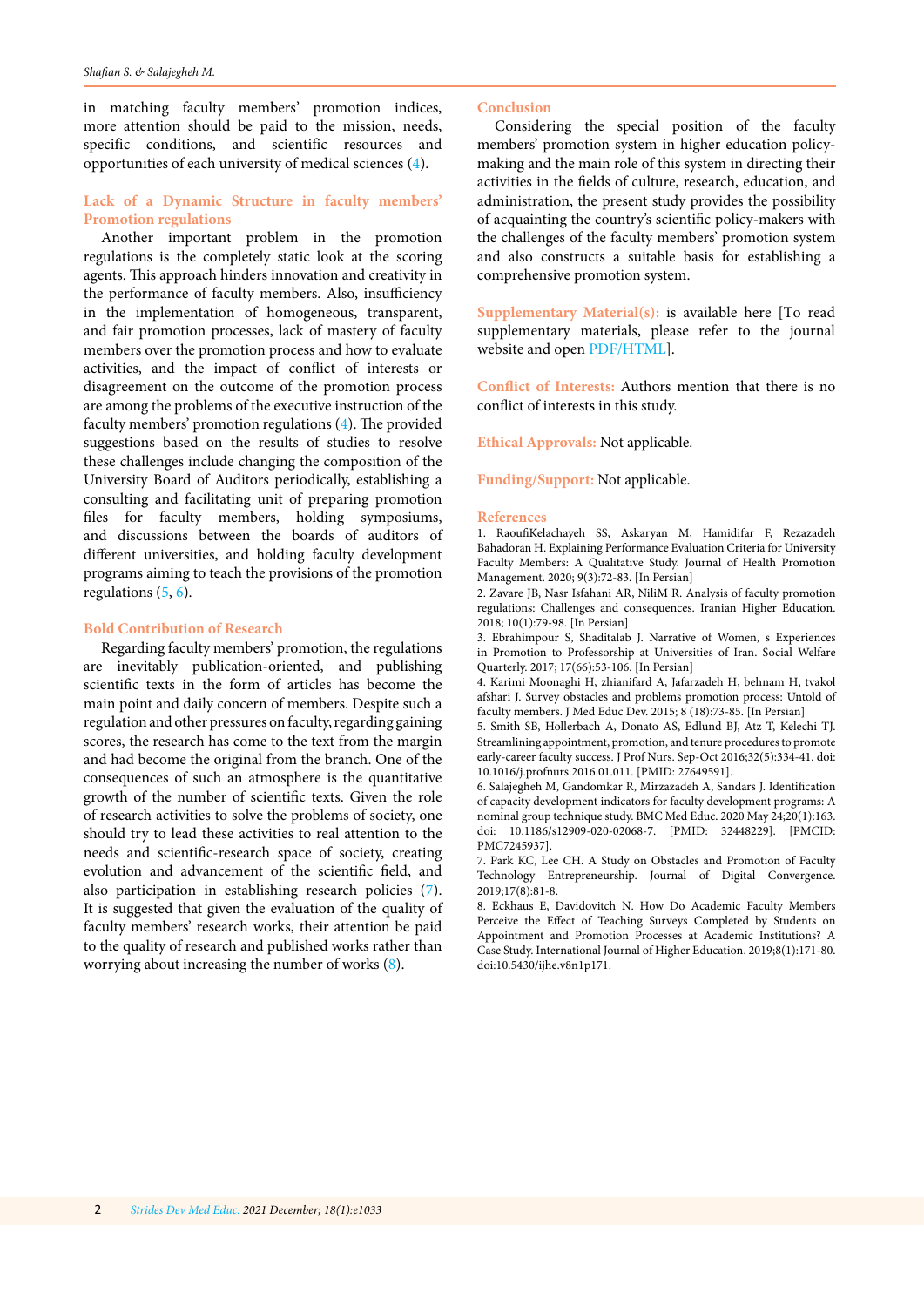in matching faculty members' promotion indices, more attention should be paid to the mission, needs, specific conditions, and scientific resources and opportunities of each university of medical sciences (4).

## Lack of a Dynamic Structure in faculty members' Promotion regulations

Another important problem in the promotion regulations is the completely static look at the scoring agents. This approach hinders innovation and creativity in the performance of faculty members. Also, insufficiency in the implementation of homogeneous, transparent, and fair promotion processes, lack of mastery of faculty members over the promotion process and how to evaluate activities, and the impact of conflict of interests or disagreement on the outcome of the promotion process are among the problems of the executive instruction of the faculty members' promotion regulations (4). The provided suggestions based on the results of studies to resolve these challenges include changing the composition of the University Board of Auditors periodically, establishing a consulting and facilitating unit of preparing promotion files for faculty members, holding symposiums, and discussions between the boards of auditors of different universities, and holding faculty development programs aiming to teach the provisions of the promotion regulations (5, 6).

## Bold Contribution of Research

Regarding faculty members' promotion, the regulations are inevitably publication-oriented, and publishing scientific texts in the form of articles has become the main point and daily concern of members. Despite such a regulation and other pressures on faculty, regarding gaining scores, the research has come to the text from the margin and had become the original from the branch. One of the consequences of such an atmosphere is the quantitative growth of the number of scientific texts. Given the role of research activities to solve the problems of society, one should try to lead these activities to real attention to the needs and scientific-research space of society, creating evolution and advancement of the scientific field, and also participation in establishing research policies (7). It is suggested that given the evaluation of the quality of faculty members' research works, their attention be paid to the quality of research and published works rather than worrying about increasing the number of works (8).

## Conclusion

Considering the special position of the faculty members' promotion system in higher education policy-making and the main role of this system in directing their activities in the fields of culture, research, education, and administration, the present study provides the possibility of acquainting the country's scientific policy-makers with the challenges of the faculty members' promotion system and also constructs a suitable basis for establishing a comprehensive promotion system.

**Supplementary Material(s):** is available here [To read supplementary materials, please refer to the journal website and open PDF/HTML].

**Conflict of Interests:** Authors mention that there is no conflict of interests in this study.

**Ethical Approvals:** Not applicable.

**Funding/Support:** Not applicable.

## References

1. RaoufiKelachayeh SS, Askaryan M, Hamidifar F, Rezazadeh Bahadoran H. Explaining Performance Evaluation Criteria for University Faculty Members: A Qualitative Study. Journal of Health Promotion Management. 2020; 9(3):72-83. [In Persian]
2. Zavare JB, Nasr Isfahani AR, NiliM R. Analysis of faculty promotion regulations: Challenges and consequences. Iranian Higher Education. 2018; 10(1):79-98. [In Persian]
3. Ebrahimpour S, Shaditalab J. Narrative of Women, s Experiences in Promotion to Professorship at Universities of Iran. Social Welfare Quarterly. 2017; 17(66):53-106. [In Persian]
4. Karimi Moonaghi H, zhianifard A, Jafarzadeh H, behnam H, tvakol afshari J. Survey obstacles and problems promotion process: Untold of faculty members. J Med Educ Dev. 2015; 8 (18):73-85. [In Persian]
5. Smith SB, Hollerbach A, Donato AS, Edlund BJ, Atz T, Kelechi TJ. Streamlining appointment, promotion, and tenure procedures to promote early-career faculty success. J Prof Nurs. Sep-Oct 2016;32(5):334-41. doi: 10.1016/j.profnurs.2016.01.011. [PMID: 27649591].
6. Salajegheh M, Gandomkar R, Mirzazadeh A, Sandars J. Identification of capacity development indicators for faculty development programs: A nominal group technique study. BMC Med Educ. 2020 May 24;20(1):163. doi: 10.1186/s12909-020-02068-7. [PMID: 32448229]. [PMCID: PMC7245937].
7. Park KC, Lee CH. A Study on Obstacles and Promotion of Faculty Technology Entrepreneurship. Journal of Digital Convergence. 2019;17(8):81-8.
8. Eckhaus E, Davidovitch N. How Do Academic Faculty Members Perceive the Effect of Teaching Surveys Completed by Students on Appointment and Promotion Processes at Academic Institutions? A Case Study. International Journal of Higher Education. 2019;8(1):171-80. doi:10.5430/ijhe.v8n1p171.